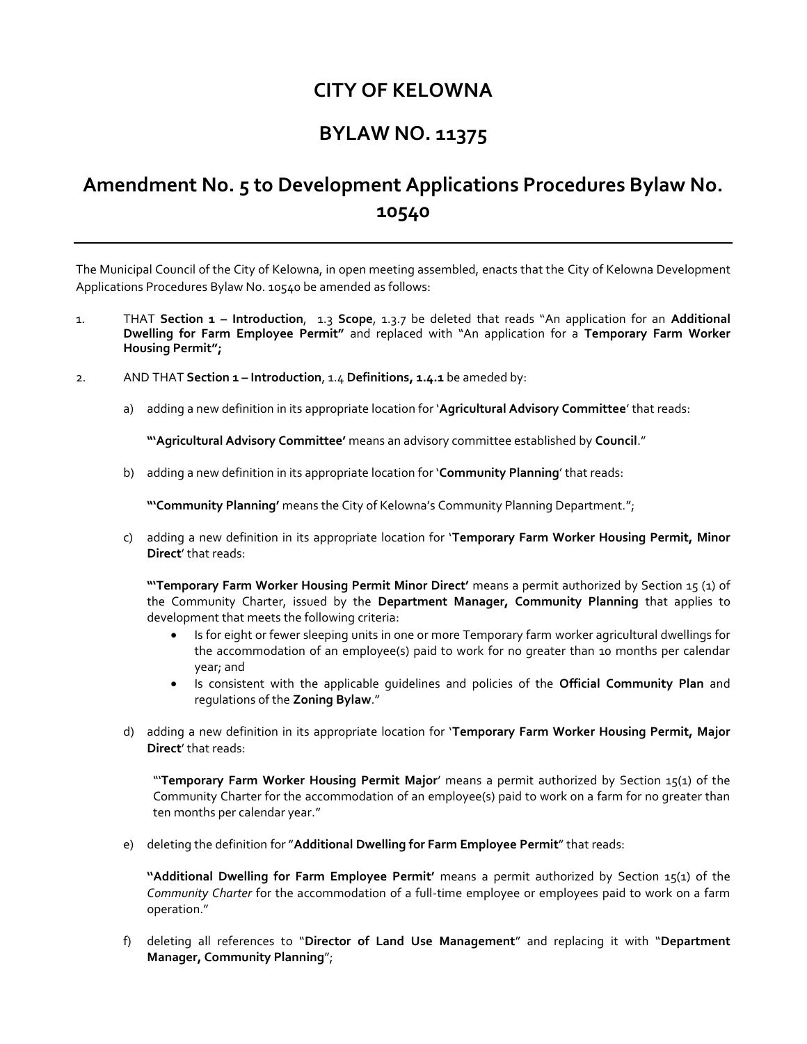# CITY OF KELOWNA

# BYLAW NO. 11375

## Amendment No. 5 to Development Applications Procedures Bylaw No. 10540

---

The Municipal Council of the City of Kelowna, in open meeting assembled, enacts that the City of Kelowna Development Applications Procedures Bylaw No. 10540 be amended as follows:

1. THAT **Section 1 – Introduction**, 1.3 **Scope**, 1.3.7 be deleted that reads "An application for an **Additional Dwelling for Farm Employee Permit"** and replaced with "An application for a **Temporary Farm Worker Housing Permit";**

2. AND THAT **Section 1 – Introduction**, 1.4 **Definitions, 1.4.1** be ameded by:

   a) adding a new definition in its appropriate location for '**Agricultural Advisory Committee**' that reads:

      **"'Agricultural Advisory Committee'** means an advisory committee established by **Council**."

   b) adding a new definition in its appropriate location for '**Community Planning**' that reads:

      **"'Community Planning'** means the City of Kelowna's Community Planning Department.";

   c) adding a new definition in its appropriate location for '**Temporary Farm Worker Housing Permit, Minor Direct**' that reads:

      **"'Temporary Farm Worker Housing Permit Minor Direct'** means a permit authorized by Section 15 (1) of the Community Charter, issued by the **Department Manager, Community Planning** that applies to development that meets the following criteria:

      - Is for eight or fewer sleeping units in one or more Temporary farm worker agricultural dwellings for the accommodation of an employee(s) paid to work for no greater than 10 months per calendar year; and
      - Is consistent with the applicable guidelines and policies of the **Official Community Plan** and regulations of the **Zoning Bylaw**."

   d) adding a new definition in its appropriate location for '**Temporary Farm Worker Housing Permit, Major Direct**' that reads:

      "'**Temporary Farm Worker Housing Permit Major**' means a permit authorized by Section 15(1) of the Community Charter for the accommodation of an employee(s) paid to work on a farm for no greater than ten months per calendar year."

   e) deleting the definition for "**Additional Dwelling for Farm Employee Permit**" that reads:

      **"Additional Dwelling for Farm Employee Permit'** means a permit authorized by Section 15(1) of the *Community Charter* for the accommodation of a full-time employee or employees paid to work on a farm operation."

   f) deleting all references to "**Director of Land Use Management**" and replacing it with "**Department Manager, Community Planning**";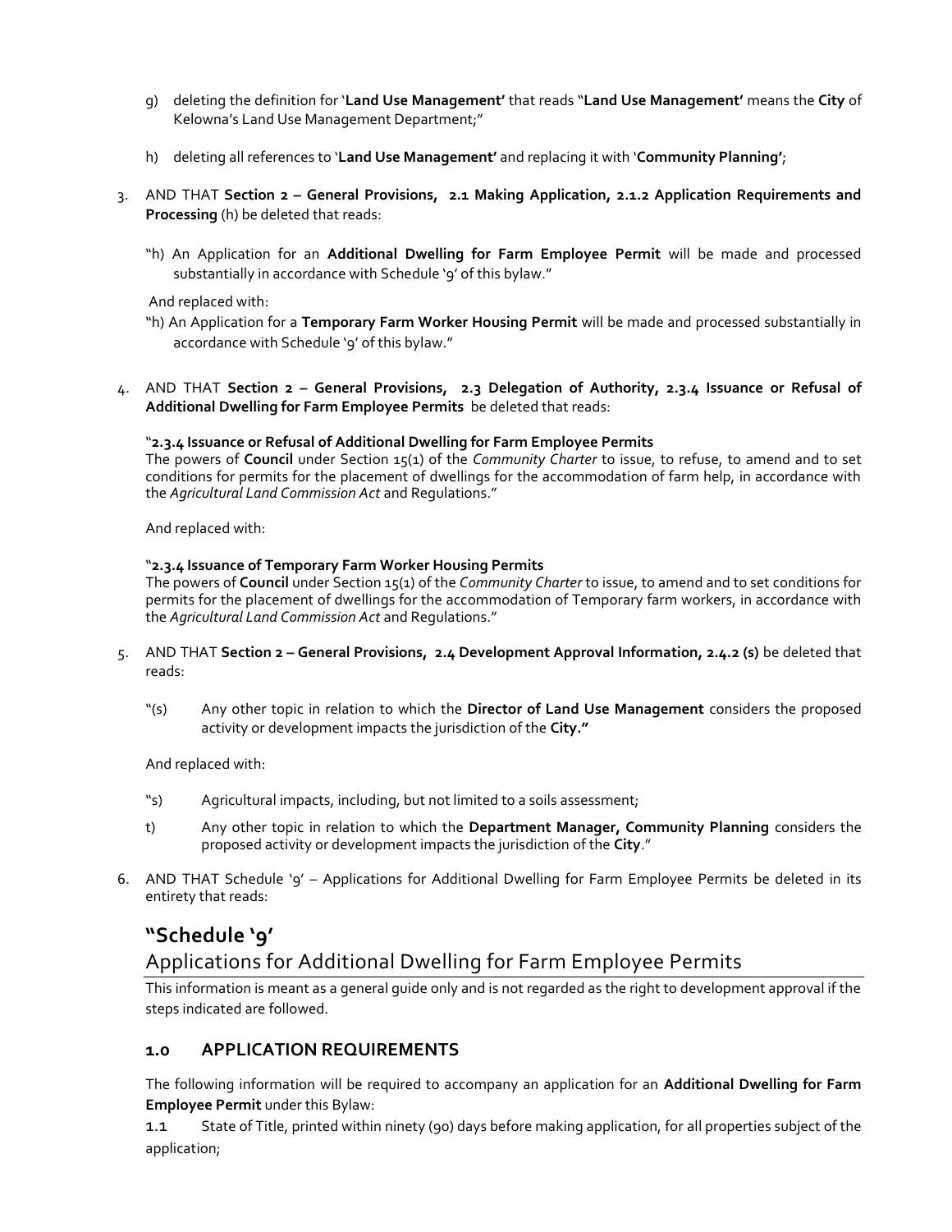g) deleting the definition for '**Land Use Management'** that reads "**Land Use Management'** means the **City** of Kelowna's Land Use Management Department;"

h) deleting all references to '**Land Use Management'** and replacing it with '**Community Planning'**;

3. AND THAT **Section 2 – General Provisions, 2.1 Making Application, 2.1.2 Application Requirements and Processing** (h) be deleted that reads:

   "h) An Application for an **Additional Dwelling for Farm Employee Permit** will be made and processed substantially in accordance with Schedule '9' of this bylaw."

   And replaced with:

   "h) An Application for a **Temporary Farm Worker Housing Permit** will be made and processed substantially in accordance with Schedule '9' of this bylaw."

4. AND THAT **Section 2 – General Provisions, 2.3 Delegation of Authority, 2.3.4 Issuance or Refusal of Additional Dwelling for Farm Employee Permits** be deleted that reads:

   "**2.3.4 Issuance or Refusal of Additional Dwelling for Farm Employee Permits**
   The powers of **Council** under Section 15(1) of the *Community Charter* to issue, to refuse, to amend and to set conditions for permits for the placement of dwellings for the accommodation of farm help, in accordance with the *Agricultural Land Commission Act* and Regulations."

   And replaced with:

   "**2.3.4 Issuance of Temporary Farm Worker Housing Permits**
   The powers of **Council** under Section 15(1) of the *Community Charter* to issue, to amend and to set conditions for permits for the placement of dwellings for the accommodation of Temporary farm workers, in accordance with the *Agricultural Land Commission Act* and Regulations."

5. AND THAT **Section 2 – General Provisions, 2.4 Development Approval Information, 2.4.2 (s)** be deleted that reads:

   "(s) Any other topic in relation to which the **Director of Land Use Management** considers the proposed activity or development impacts the jurisdiction of the **City."**

   And replaced with:

   "s) Agricultural impacts, including, but not limited to a soils assessment;

   t) Any other topic in relation to which the **Department Manager, Community Planning** considers the proposed activity or development impacts the jurisdiction of the **City**."

6. AND THAT Schedule '9' – Applications for Additional Dwelling for Farm Employee Permits be deleted in its entirety that reads:

# "Schedule '9'

## Applications for Additional Dwelling for Farm Employee Permits

This information is meant as a general guide only and is not regarded as the right to development approval if the steps indicated are followed.

### 1.0 APPLICATION REQUIREMENTS

The following information will be required to accompany an application for an **Additional Dwelling for Farm Employee Permit** under this Bylaw:

**1.1** State of Title, printed within ninety (90) days before making application, for all properties subject of the application;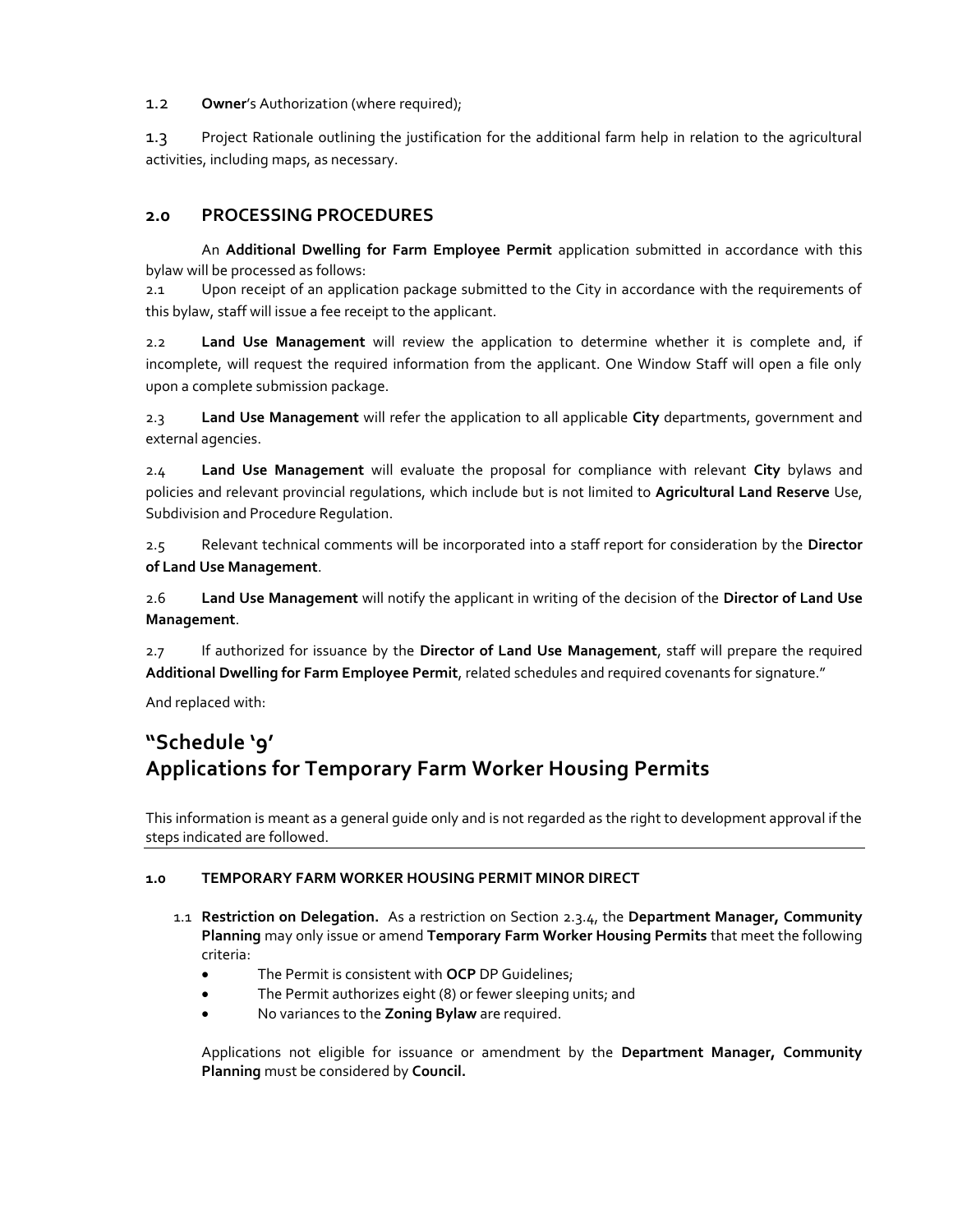1.2 **Owner**'s Authorization (where required);

1.3 Project Rationale outlining the justification for the additional farm help in relation to the agricultural activities, including maps, as necessary.

## 2.0 PROCESSING PROCEDURES

An **Additional Dwelling for Farm Employee Permit** application submitted in accordance with this bylaw will be processed as follows:

2.1 Upon receipt of an application package submitted to the City in accordance with the requirements of this bylaw, staff will issue a fee receipt to the applicant.

2.2 **Land Use Management** will review the application to determine whether it is complete and, if incomplete, will request the required information from the applicant. One Window Staff will open a file only upon a complete submission package.

2.3 **Land Use Management** will refer the application to all applicable **City** departments, government and external agencies.

2.4 **Land Use Management** will evaluate the proposal for compliance with relevant **City** bylaws and policies and relevant provincial regulations, which include but is not limited to **Agricultural Land Reserve** Use, Subdivision and Procedure Regulation.

2.5 Relevant technical comments will be incorporated into a staff report for consideration by the **Director of Land Use Management**.

2.6 **Land Use Management** will notify the applicant in writing of the decision of the **Director of Land Use Management**.

2.7 If authorized for issuance by the **Director of Land Use Management**, staff will prepare the required **Additional Dwelling for Farm Employee Permit**, related schedules and required covenants for signature."

And replaced with:

# "Schedule '9'
# Applications for Temporary Farm Worker Housing Permits

This information is meant as a general guide only and is not regarded as the right to development approval if the steps indicated are followed.

### 1.0 TEMPORARY FARM WORKER HOUSING PERMIT MINOR DIRECT

1.1 **Restriction on Delegation.** As a restriction on Section 2.3.4, the **Department Manager, Community Planning** may only issue or amend **Temporary Farm Worker Housing Permits** that meet the following criteria:

- The Permit is consistent with **OCP** DP Guidelines;
- The Permit authorizes eight (8) or fewer sleeping units; and
- No variances to the **Zoning Bylaw** are required.

Applications not eligible for issuance or amendment by the **Department Manager, Community Planning** must be considered by **Council.**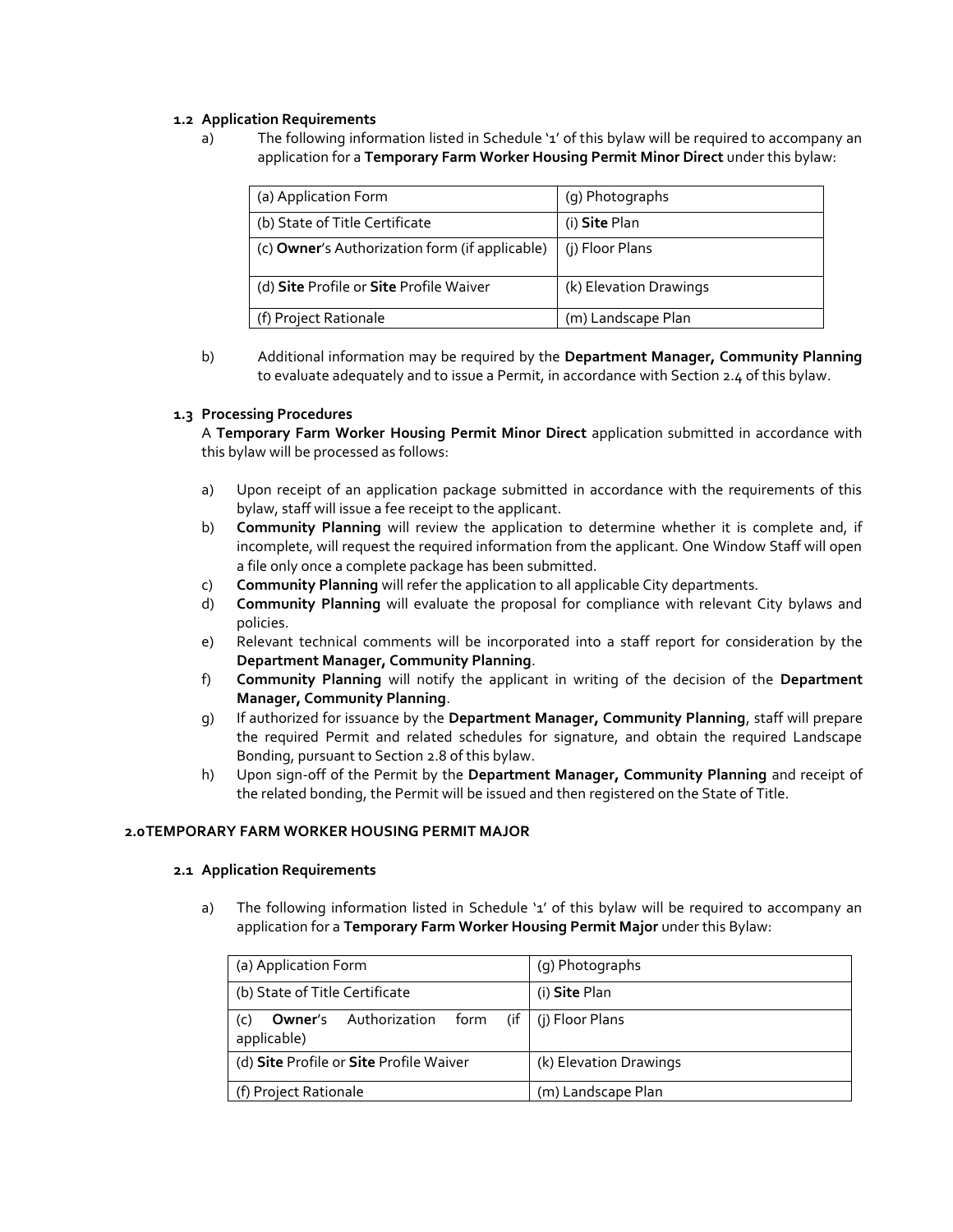### 1.2 Application Requirements

a) The following information listed in Schedule '1' of this bylaw will be required to accompany an application for a **Temporary Farm Worker Housing Permit Minor Direct** under this bylaw:

| (a) Application Form | (g) Photographs |
|---|---|
| (b) State of Title Certificate | (i) **Site** Plan |
| (c) **Owner**'s Authorization form (if applicable) | (j) Floor Plans |
| (d) **Site** Profile or **Site** Profile Waiver | (k) Elevation Drawings |
| (f) Project Rationale | (m) Landscape Plan |

b) Additional information may be required by the **Department Manager, Community Planning** to evaluate adequately and to issue a Permit, in accordance with Section 2.4 of this bylaw.

### 1.3 Processing Procedures

A **Temporary Farm Worker Housing Permit Minor Direct** application submitted in accordance with this bylaw will be processed as follows:

a) Upon receipt of an application package submitted in accordance with the requirements of this bylaw, staff will issue a fee receipt to the applicant.

b) **Community Planning** will review the application to determine whether it is complete and, if incomplete, will request the required information from the applicant. One Window Staff will open a file only once a complete package has been submitted.

c) **Community Planning** will refer the application to all applicable City departments.

d) **Community Planning** will evaluate the proposal for compliance with relevant City bylaws and policies.

e) Relevant technical comments will be incorporated into a staff report for consideration by the **Department Manager, Community Planning**.

f) **Community Planning** will notify the applicant in writing of the decision of the **Department Manager, Community Planning**.

g) If authorized for issuance by the **Department Manager, Community Planning**, staff will prepare the required Permit and related schedules for signature, and obtain the required Landscape Bonding, pursuant to Section 2.8 of this bylaw.

h) Upon sign-off of the Permit by the **Department Manager, Community Planning** and receipt of the related bonding, the Permit will be issued and then registered on the State of Title.

## 2.0 TEMPORARY FARM WORKER HOUSING PERMIT MAJOR

### 2.1 Application Requirements

a) The following information listed in Schedule '1' of this bylaw will be required to accompany an application for a **Temporary Farm Worker Housing Permit Major** under this Bylaw:

| (a) Application Form | (g) Photographs |
|---|---|
| (b) State of Title Certificate | (i) **Site** Plan |
| (c) **Owner**'s Authorization form (if applicable) | (j) Floor Plans |
| (d) **Site** Profile or **Site** Profile Waiver | (k) Elevation Drawings |
| (f) Project Rationale | (m) Landscape Plan |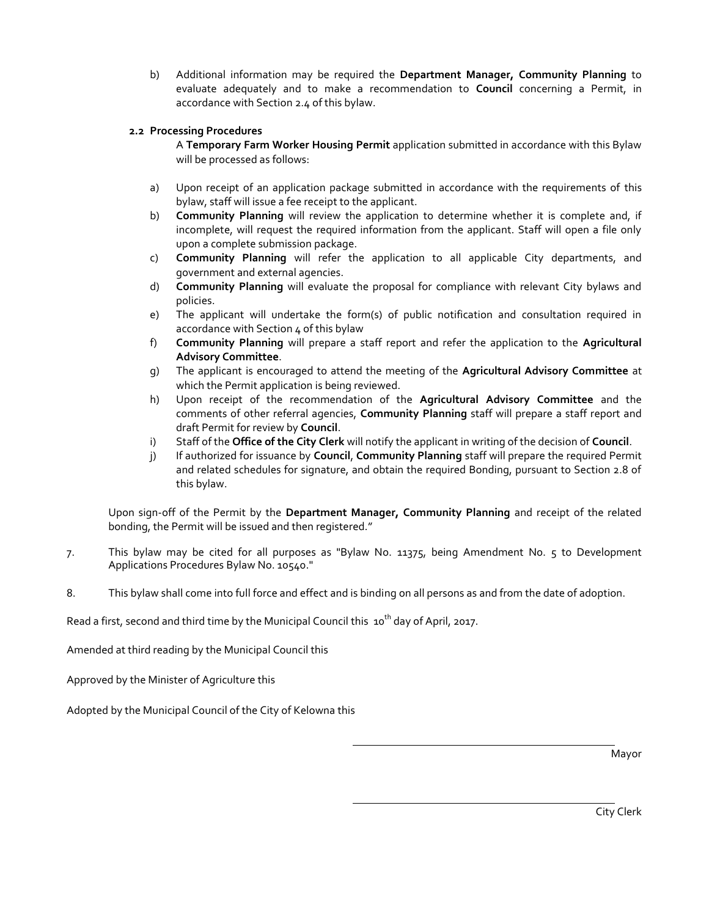b) Additional information may be required the **Department Manager, Community Planning** to evaluate adequately and to make a recommendation to **Council** concerning a Permit, in accordance with Section 2.4 of this bylaw.

**2.2 Processing Procedures**

A **Temporary Farm Worker Housing Permit** application submitted in accordance with this Bylaw will be processed as follows:

a) Upon receipt of an application package submitted in accordance with the requirements of this bylaw, staff will issue a fee receipt to the applicant.

b) **Community Planning** will review the application to determine whether it is complete and, if incomplete, will request the required information from the applicant. Staff will open a file only upon a complete submission package.

c) **Community Planning** will refer the application to all applicable City departments, and government and external agencies.

d) **Community Planning** will evaluate the proposal for compliance with relevant City bylaws and policies.

e) The applicant will undertake the form(s) of public notification and consultation required in accordance with Section 4 of this bylaw

f) **Community Planning** will prepare a staff report and refer the application to the **Agricultural Advisory Committee**.

g) The applicant is encouraged to attend the meeting of the **Agricultural Advisory Committee** at which the Permit application is being reviewed.

h) Upon receipt of the recommendation of the **Agricultural Advisory Committee** and the comments of other referral agencies, **Community Planning** staff will prepare a staff report and draft Permit for review by **Council**.

i) Staff of the **Office of the City Clerk** will notify the applicant in writing of the decision of **Council**.

j) If authorized for issuance by **Council**, **Community Planning** staff will prepare the required Permit and related schedules for signature, and obtain the required Bonding, pursuant to Section 2.8 of this bylaw.

Upon sign-off of the Permit by the **Department Manager, Community Planning** and receipt of the related bonding, the Permit will be issued and then registered."

7. This bylaw may be cited for all purposes as "Bylaw No. 11375, being Amendment No. 5 to Development Applications Procedures Bylaw No. 10540."

8. This bylaw shall come into full force and effect and is binding on all persons as and from the date of adoption.

Read a first, second and third time by the Municipal Council this 10th day of April, 2017.

Amended at third reading by the Municipal Council this

Approved by the Minister of Agriculture this

Adopted by the Municipal Council of the City of Kelowna this

Mayor

City Clerk